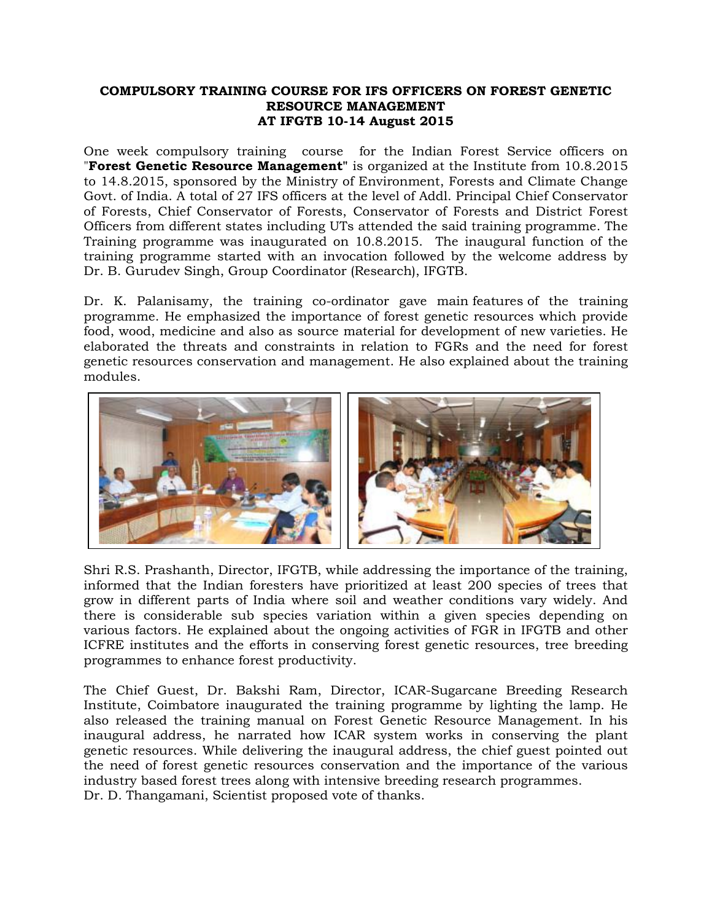**COMPULSORY TRAINING COURSE FOR IFS OFFICERS ON FOREST GENETIC RESOURCE MANAGEMENT**
**AT IFGTB 10-14 August 2015**

One week compulsory training course for the Indian Forest Service officers on "**Forest Genetic Resource Management**" is organized at the Institute from 10.8.2015 to 14.8.2015, sponsored by the Ministry of Environment, Forests and Climate Change Govt. of India. A total of 27 IFS officers at the level of Addl. Principal Chief Conservator of Forests, Chief Conservator of Forests, Conservator of Forests and District Forest Officers from different states including UTs attended the said training programme. The Training programme was inaugurated on 10.8.2015. The inaugural function of the training programme started with an invocation followed by the welcome address by Dr. B. Gurudev Singh, Group Coordinator (Research), IFGTB.

Dr. K. Palanisamy, the training co-ordinator gave main features of the training programme. He emphasized the importance of forest genetic resources which provide food, wood, medicine and also as source material for development of new varieties. He elaborated the threats and constraints in relation to FGRs and the need for forest genetic resources conservation and management. He also explained about the training modules.

Shri R.S. Prashanth, Director, IFGTB, while addressing the importance of the training, informed that the Indian foresters have prioritized at least 200 species of trees that grow in different parts of India where soil and weather conditions vary widely. And there is considerable sub species variation within a given species depending on various factors. He explained about the ongoing activities of FGR in IFGTB and other ICFRE institutes and the efforts in conserving forest genetic resources, tree breeding programmes to enhance forest productivity.

The Chief Guest, Dr. Bakshi Ram, Director, ICAR-Sugarcane Breeding Research Institute, Coimbatore inaugurated the training programme by lighting the lamp. He also released the training manual on Forest Genetic Resource Management. In his inaugural address, he narrated how ICAR system works in conserving the plant genetic resources. While delivering the inaugural address, the chief guest pointed out the need of forest genetic resources conservation and the importance of the various industry based forest trees along with intensive breeding research programmes.
Dr. D. Thangamani, Scientist proposed vote of thanks.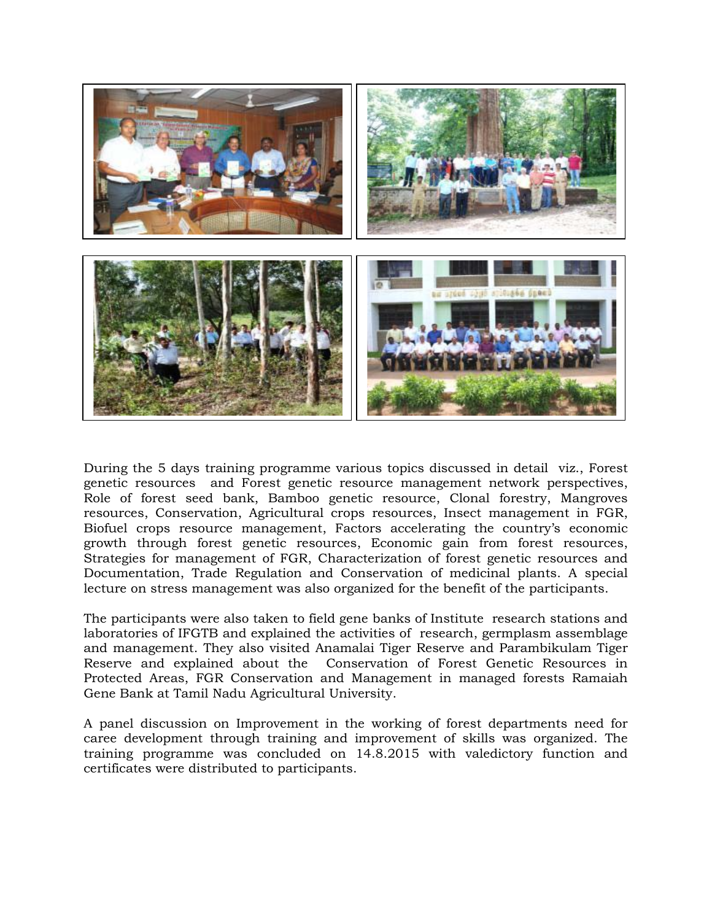During the 5 days training programme various topics discussed in detail viz., Forest genetic resources and Forest genetic resource management network perspectives, Role of forest seed bank, Bamboo genetic resource, Clonal forestry, Mangroves resources, Conservation, Agricultural crops resources, Insect management in FGR, Biofuel crops resource management, Factors accelerating the country's economic growth through forest genetic resources, Economic gain from forest resources, Strategies for management of FGR, Characterization of forest genetic resources and Documentation, Trade Regulation and Conservation of medicinal plants. A special lecture on stress management was also organized for the benefit of the participants.

The participants were also taken to field gene banks of Institute research stations and laboratories of IFGTB and explained the activities of research, germplasm assemblage and management. They also visited Anamalai Tiger Reserve and Parambikulam Tiger Reserve and explained about the Conservation of Forest Genetic Resources in Protected Areas, FGR Conservation and Management in managed forests Ramaiah Gene Bank at Tamil Nadu Agricultural University.

A panel discussion on Improvement in the working of forest departments need for caree development through training and improvement of skills was organized. The training programme was concluded on 14.8.2015 with valedictory function and certificates were distributed to participants.